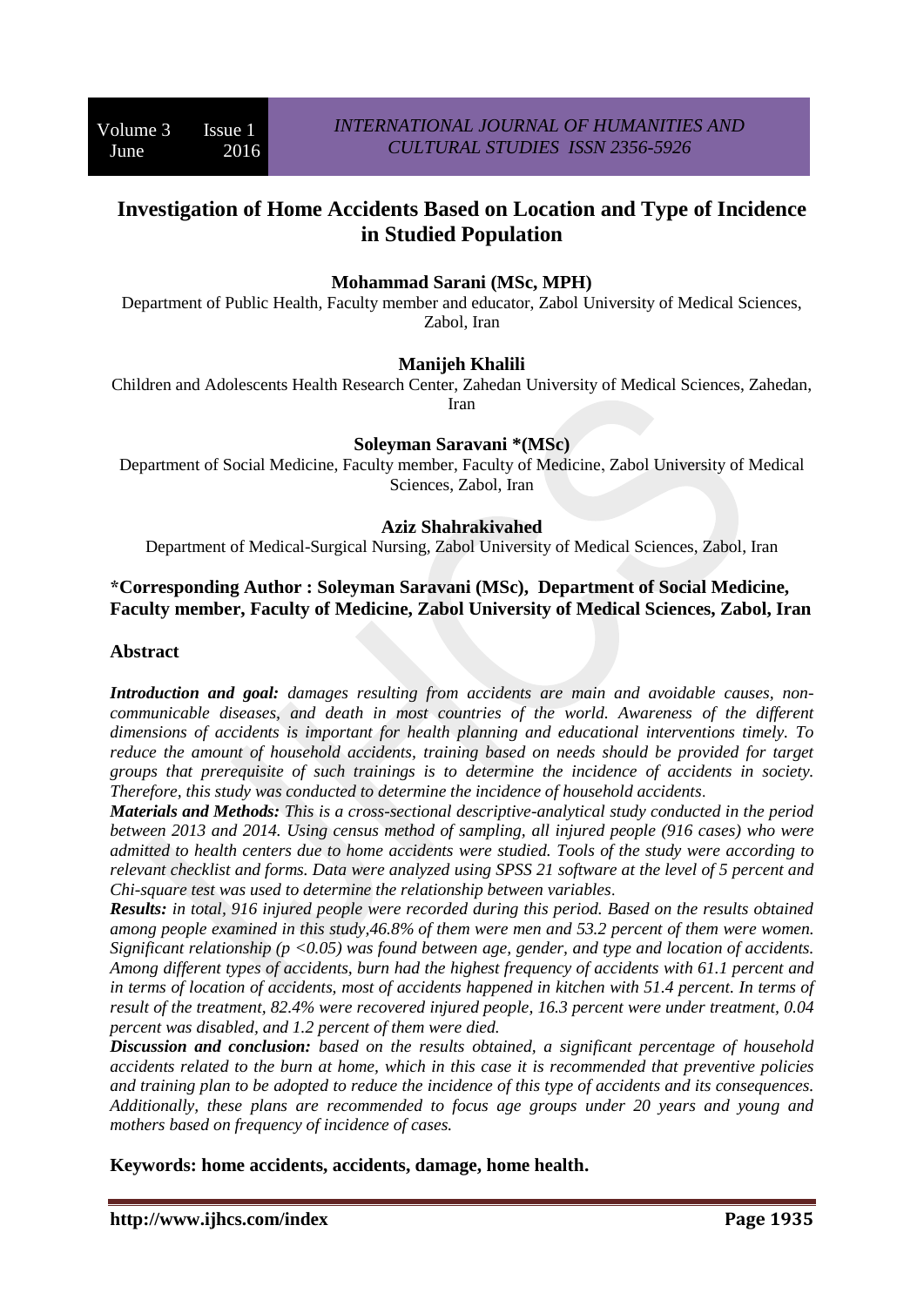# Investigation of Home Accidents Based on Location and Type of Incidence in Studied Population

**Mohammad Sarani (MSc, MPH)**

Department of Public Health, Faculty member and educator, Zabol University of Medical Sciences, Zabol, Iran

**Manijeh Khalili**

Children and Adolescents Health Research Center, Zahedan University of Medical Sciences, Zahedan, Iran

**Soleyman Saravani \*(MSc)**

Department of Social Medicine, Faculty member, Faculty of Medicine, Zabol University of Medical Sciences, Zabol, Iran

**Aziz Shahrakivahed**

Department of Medical-Surgical Nursing, Zabol University of Medical Sciences, Zabol, Iran

**\*Corresponding Author : Soleyman Saravani (MSc), Department of Social Medicine, Faculty member, Faculty of Medicine, Zabol University of Medical Sciences, Zabol, Iran**

## Abstract

***Introduction and goal:*** *damages resulting from accidents are main and avoidable causes, non-communicable diseases, and death in most countries of the world. Awareness of the different dimensions of accidents is important for health planning and educational interventions timely. To reduce the amount of household accidents, training based on needs should be provided for target groups that prerequisite of such trainings is to determine the incidence of accidents in society. Therefore, this study was conducted to determine the incidence of household accidents.*

***Materials and Methods:*** *This is a cross-sectional descriptive-analytical study conducted in the period between 2013 and 2014. Using census method of sampling, all injured people (916 cases) who were admitted to health centers due to home accidents were studied. Tools of the study were according to relevant checklist and forms. Data were analyzed using SPSS 21 software at the level of 5 percent and Chi-square test was used to determine the relationship between variables.*

***Results:*** *in total, 916 injured people were recorded during this period. Based on the results obtained among people examined in this study,46.8% of them were men and 53.2 percent of them were women. Significant relationship ($p < 0.05$) was found between age, gender, and type and location of accidents. Among different types of accidents, burn had the highest frequency of accidents with 61.1 percent and in terms of location of accidents, most of accidents happened in kitchen with 51.4 percent. In terms of result of the treatment, 82.4% were recovered injured people, 16.3 percent were under treatment, 0.04 percent was disabled, and 1.2 percent of them were died.*

***Discussion and conclusion:*** *based on the results obtained, a significant percentage of household accidents related to the burn at home, which in this case it is recommended that preventive policies and training plan to be adopted to reduce the incidence of this type of accidents and its consequences. Additionally, these plans are recommended to focus age groups under 20 years and young and mothers based on frequency of incidence of cases.*

**Keywords: home accidents, accidents, damage, home health.**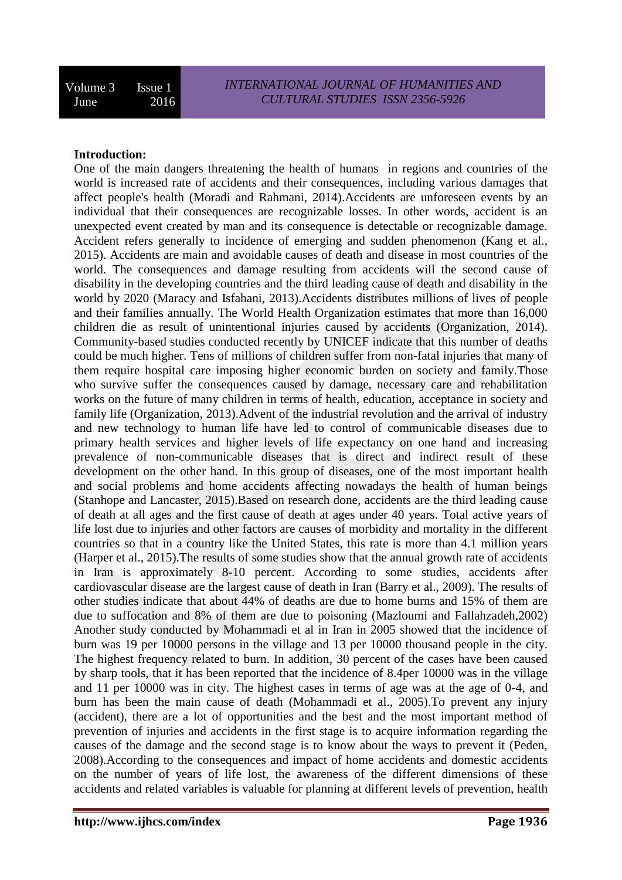**Introduction:**

One of the main dangers threatening the health of humans in regions and countries of the world is increased rate of accidents and their consequences, including various damages that affect people's health (Moradi and Rahmani, 2014).Accidents are unforeseen events by an individual that their consequences are recognizable losses. In other words, accident is an unexpected event created by man and its consequence is detectable or recognizable damage. Accident refers generally to incidence of emerging and sudden phenomenon (Kang et al., 2015). Accidents are main and avoidable causes of death and disease in most countries of the world. The consequences and damage resulting from accidents will the second cause of disability in the developing countries and the third leading cause of death and disability in the world by 2020 (Maracy and Isfahani, 2013).Accidents distributes millions of lives of people and their families annually. The World Health Organization estimates that more than 16,000 children die as result of unintentional injuries caused by accidents (Organization, 2014). Community-based studies conducted recently by UNICEF indicate that this number of deaths could be much higher. Tens of millions of children suffer from non-fatal injuries that many of them require hospital care imposing higher economic burden on society and family.Those who survive suffer the consequences caused by damage, necessary care and rehabilitation works on the future of many children in terms of health, education, acceptance in society and family life (Organization, 2013).Advent of the industrial revolution and the arrival of industry and new technology to human life have led to control of communicable diseases due to primary health services and higher levels of life expectancy on one hand and increasing prevalence of non-communicable diseases that is direct and indirect result of these development on the other hand. In this group of diseases, one of the most important health and social problems and home accidents affecting nowadays the health of human beings (Stanhope and Lancaster, 2015).Based on research done, accidents are the third leading cause of death at all ages and the first cause of death at ages under 40 years. Total active years of life lost due to injuries and other factors are causes of morbidity and mortality in the different countries so that in a country like the United States, this rate is more than 4.1 million years (Harper et al., 2015).The results of some studies show that the annual growth rate of accidents in Iran is approximately 8-10 percent. According to some studies, accidents after cardiovascular disease are the largest cause of death in Iran (Barry et al., 2009). The results of other studies indicate that about 44% of deaths are due to home burns and 15% of them are due to suffocation and 8% of them are due to poisoning (Mazloumi and Fallahzadeh,2002) Another study conducted by Mohammadi et al in Iran in 2005 showed that the incidence of burn was 19 per 10000 persons in the village and 13 per 10000 thousand people in the city. The highest frequency related to burn. In addition, 30 percent of the cases have been caused by sharp tools, that it has been reported that the incidence of 8.4per 10000 was in the village and 11 per 10000 was in city. The highest cases in terms of age was at the age of 0-4, and burn has been the main cause of death (Mohammadi et al., 2005).To prevent any injury (accident), there are a lot of opportunities and the best and the most important method of prevention of injuries and accidents in the first stage is to acquire information regarding the causes of the damage and the second stage is to know about the ways to prevent it (Peden, 2008).According to the consequences and impact of home accidents and domestic accidents on the number of years of life lost, the awareness of the different dimensions of these accidents and related variables is valuable for planning at different levels of prevention, health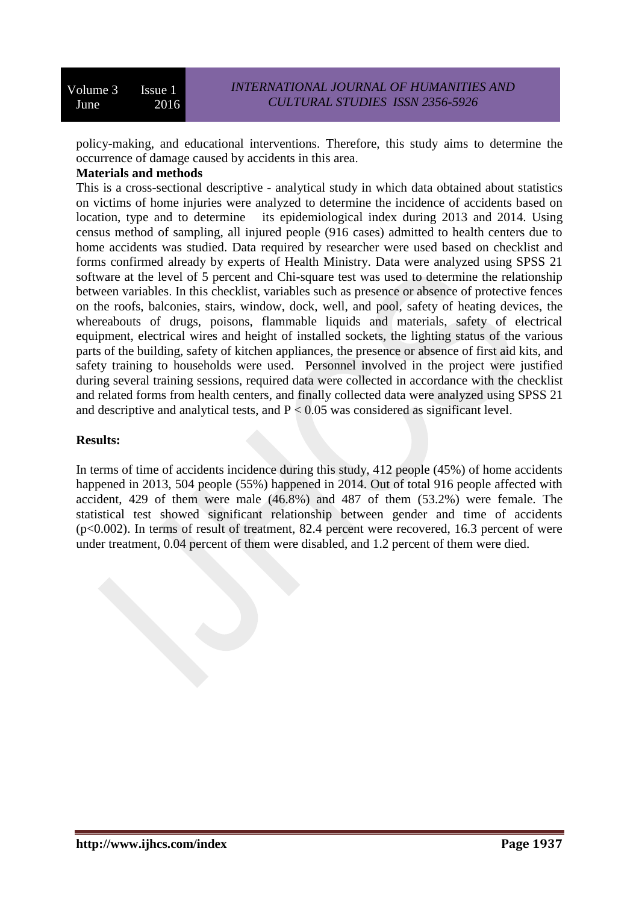policy-making, and educational interventions. Therefore, this study aims to determine the occurrence of damage caused by accidents in this area.

**Materials and methods**

This is a cross-sectional descriptive - analytical study in which data obtained about statistics on victims of home injuries were analyzed to determine the incidence of accidents based on location, type and to determine its epidemiological index during 2013 and 2014. Using census method of sampling, all injured people (916 cases) admitted to health centers due to home accidents was studied. Data required by researcher were used based on checklist and forms confirmed already by experts of Health Ministry. Data were analyzed using SPSS 21 software at the level of 5 percent and Chi-square test was used to determine the relationship between variables. In this checklist, variables such as presence or absence of protective fences on the roofs, balconies, stairs, window, dock, well, and pool, safety of heating devices, the whereabouts of drugs, poisons, flammable liquids and materials, safety of electrical equipment, electrical wires and height of installed sockets, the lighting status of the various parts of the building, safety of kitchen appliances, the presence or absence of first aid kits, and safety training to households were used. Personnel involved in the project were justified during several training sessions, required data were collected in accordance with the checklist and related forms from health centers, and finally collected data were analyzed using SPSS 21 and descriptive and analytical tests, and $P < 0.05$ was considered as significant level.

**Results:**

In terms of time of accidents incidence during this study, 412 people (45%) of home accidents happened in 2013, 504 people (55%) happened in 2014. Out of total 916 people affected with accident, 429 of them were male (46.8%) and 487 of them (53.2%) were female. The statistical test showed significant relationship between gender and time of accidents ($p<0.002$). In terms of result of treatment, 82.4 percent were recovered, 16.3 percent of were under treatment, 0.04 percent of them were disabled, and 1.2 percent of them were died.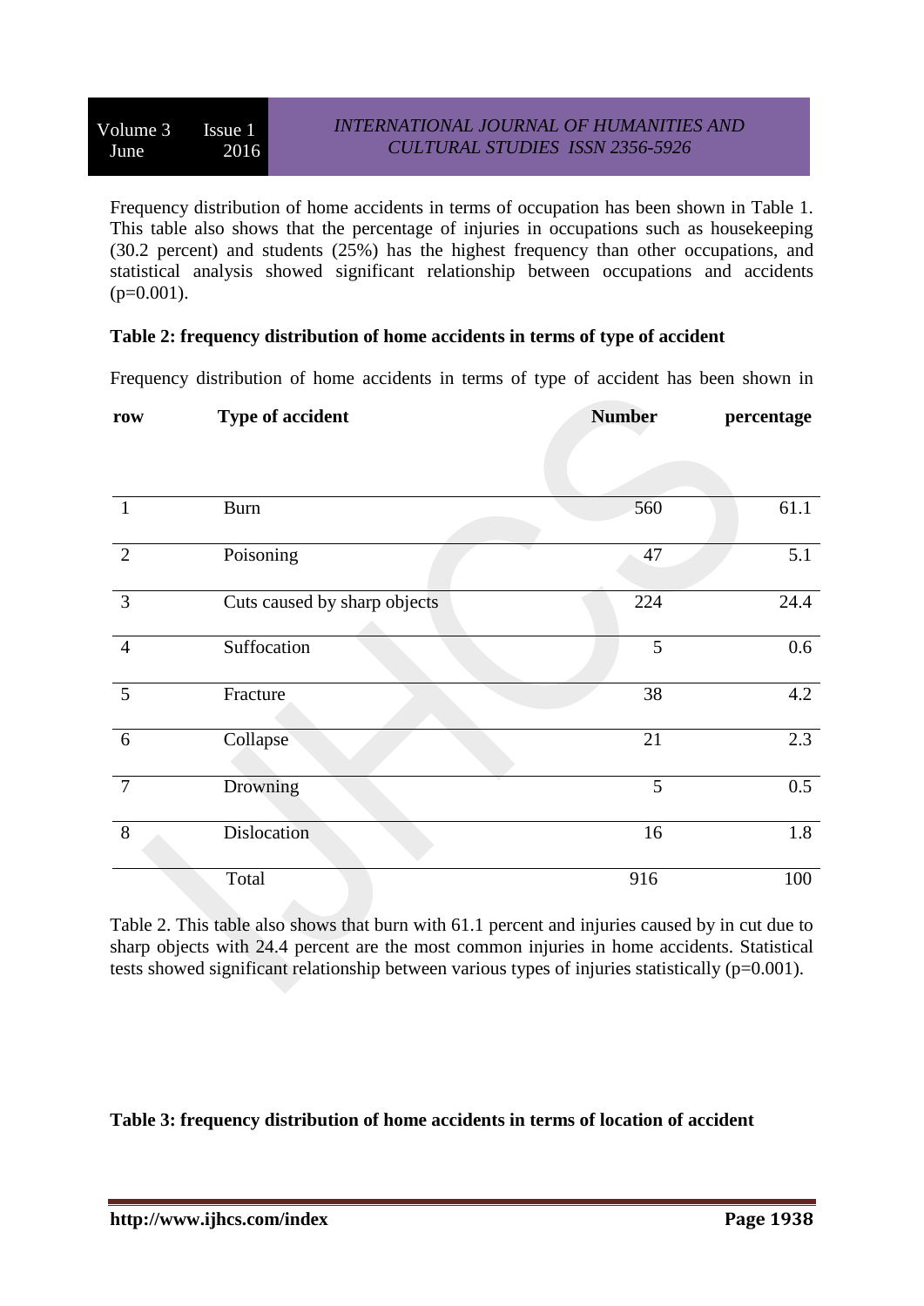Frequency distribution of home accidents in terms of occupation has been shown in Table 1. This table also shows that the percentage of injuries in occupations such as housekeeping (30.2 percent) and students (25%) has the highest frequency than other occupations, and statistical analysis showed significant relationship between occupations and accidents (p=0.001).

**Table 2: frequency distribution of home accidents in terms of type of accident**

Frequency distribution of home accidents in terms of type of accident has been shown in Table 2. This table also shows that burn with 61.1 percent and injuries caused by in cut due to sharp objects with 24.4 percent are the most common injuries in home accidents. Statistical tests showed significant relationship between various types of injuries statistically (p=0.001).

| row | Type of accident | Number | percentage |
|---|---|---|---|
| 1 | Burn | 560 | 61.1 |
| 2 | Poisoning | 47 | 5.1 |
| 3 | Cuts caused by sharp objects | 224 | 24.4 |
| 4 | Suffocation | 5 | 0.6 |
| 5 | Fracture | 38 | 4.2 |
| 6 | Collapse | 21 | 2.3 |
| 7 | Drowning | 5 | 0.5 |
| 8 | Dislocation | 16 | 1.8 |
| | Total | 916 | 100 |

**Table 3: frequency distribution of home accidents in terms of location of accident**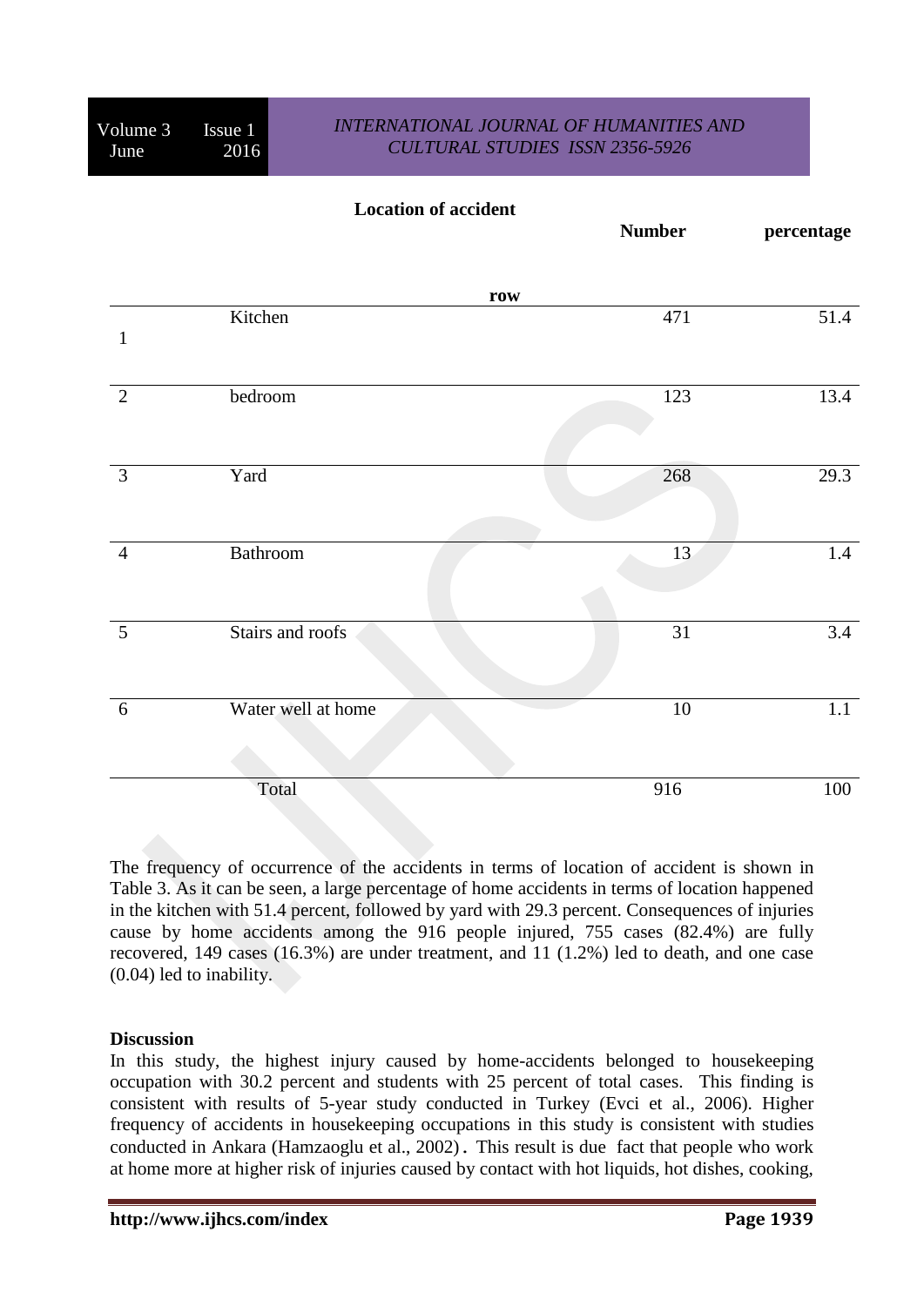| row | Location of accident | Number | percentage |
|---|---|---|---|
| 1 | Kitchen | 471 | 51.4 |
| 2 | bedroom | 123 | 13.4 |
| 3 | Yard | 268 | 29.3 |
| 4 | Bathroom | 13 | 1.4 |
| 5 | Stairs and roofs | 31 | 3.4 |
| 6 | Water well at home | 10 | 1.1 |
| | Total | 916 | 100 |

The frequency of occurrence of the accidents in terms of location of accident is shown in Table 3. As it can be seen, a large percentage of home accidents in terms of location happened in the kitchen with 51.4 percent, followed by yard with 29.3 percent. Consequences of injuries cause by home accidents among the 916 people injured, 755 cases (82.4%) are fully recovered, 149 cases (16.3%) are under treatment, and 11 (1.2%) led to death, and one case (0.04) led to inability.

**Discussion**

In this study, the highest injury caused by home-accidents belonged to housekeeping occupation with 30.2 percent and students with 25 percent of total cases. This finding is consistent with results of 5-year study conducted in Turkey (Evci et al., 2006). Higher frequency of accidents in housekeeping occupations in this study is consistent with studies conducted in Ankara (Hamzaoglu et al., 2002). This result is due fact that people who work at home more at higher risk of injuries caused by contact with hot liquids, hot dishes, cooking,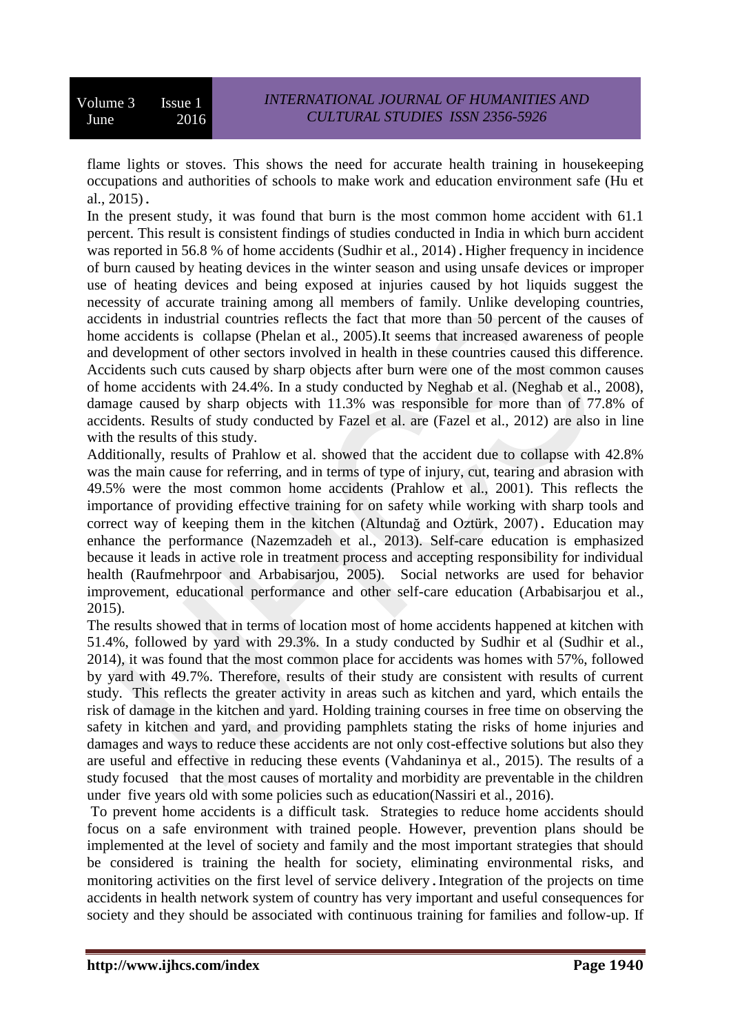flame lights or stoves. This shows the need for accurate health training in housekeeping occupations and authorities of schools to make work and education environment safe (Hu et al., 2015).

In the present study, it was found that burn is the most common home accident with 61.1 percent. This result is consistent findings of studies conducted in India in which burn accident was reported in 56.8 % of home accidents (Sudhir et al., 2014). Higher frequency in incidence of burn caused by heating devices in the winter season and using unsafe devices or improper use of heating devices and being exposed at injuries caused by hot liquids suggest the necessity of accurate training among all members of family. Unlike developing countries, accidents in industrial countries reflects the fact that more than 50 percent of the causes of home accidents is collapse (Phelan et al., 2005).It seems that increased awareness of people and development of other sectors involved in health in these countries caused this difference. Accidents such cuts caused by sharp objects after burn were one of the most common causes of home accidents with 24.4%. In a study conducted by Neghab et al. (Neghab et al., 2008), damage caused by sharp objects with 11.3% was responsible for more than of 77.8% of accidents. Results of study conducted by Fazel et al. are (Fazel et al., 2012) are also in line with the results of this study.

Additionally, results of Prahlow et al. showed that the accident due to collapse with 42.8% was the main cause for referring, and in terms of type of injury, cut, tearing and abrasion with 49.5% were the most common home accidents (Prahlow et al., 2001). This reflects the importance of providing effective training for on safety while working with sharp tools and correct way of keeping them in the kitchen (Altundağ and Oztürk, 2007). Education may enhance the performance (Nazemzadeh et al., 2013). Self-care education is emphasized because it leads in active role in treatment process and accepting responsibility for individual health (Raufmehrpoor and Arbabisarjou, 2005). Social networks are used for behavior improvement, educational performance and other self-care education (Arbabisarjou et al., 2015).

The results showed that in terms of location most of home accidents happened at kitchen with 51.4%, followed by yard with 29.3%. In a study conducted by Sudhir et al (Sudhir et al., 2014), it was found that the most common place for accidents was homes with 57%, followed by yard with 49.7%. Therefore, results of their study are consistent with results of current study. This reflects the greater activity in areas such as kitchen and yard, which entails the risk of damage in the kitchen and yard. Holding training courses in free time on observing the safety in kitchen and yard, and providing pamphlets stating the risks of home injuries and damages and ways to reduce these accidents are not only cost-effective solutions but also they are useful and effective in reducing these events (Vahdaninya et al., 2015). The results of a study focused that the most causes of mortality and morbidity are preventable in the children under five years old with some policies such as education(Nassiri et al., 2016).

To prevent home accidents is a difficult task. Strategies to reduce home accidents should focus on a safe environment with trained people. However, prevention plans should be implemented at the level of society and family and the most important strategies that should be considered is training the health for society, eliminating environmental risks, and monitoring activities on the first level of service delivery. Integration of the projects on time accidents in health network system of country has very important and useful consequences for society and they should be associated with continuous training for families and follow-up. If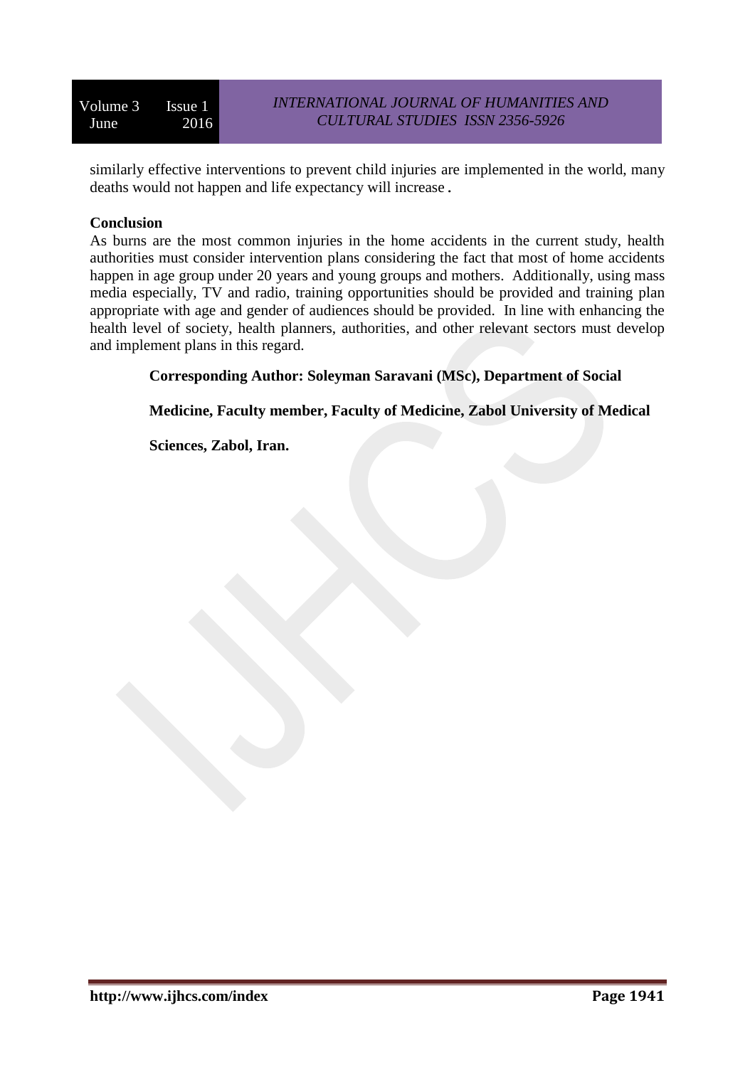similarly effective interventions to prevent child injuries are implemented in the world, many deaths would not happen and life expectancy will increase.

**Conclusion**

As burns are the most common injuries in the home accidents in the current study, health authorities must consider intervention plans considering the fact that most of home accidents happen in age group under 20 years and young groups and mothers. Additionally, using mass media especially, TV and radio, training opportunities should be provided and training plan appropriate with age and gender of audiences should be provided. In line with enhancing the health level of society, health planners, authorities, and other relevant sectors must develop and implement plans in this regard.

**Corresponding Author: Soleyman Saravani (MSc), Department of Social Medicine, Faculty member, Faculty of Medicine, Zabol University of Medical Sciences, Zabol, Iran.**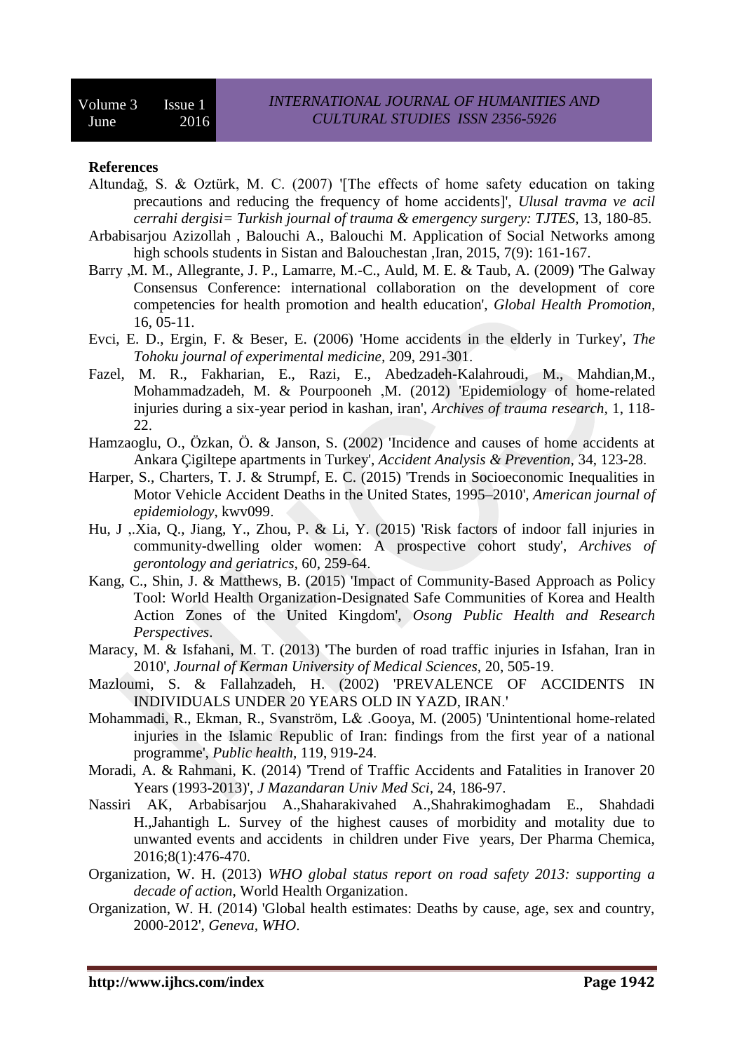**References**

Altundağ, S. & Oztürk, M. C. (2007) '[The effects of home safety education on taking precautions and reducing the frequency of home accidents]', *Ulusal travma ve acil cerrahi dergisi= Turkish journal of trauma & emergency surgery: TJTES,* 13, 180-85.

Arbabisarjou Azizollah , Balouchi A., Balouchi M. Application of Social Networks among high schools students in Sistan and Balouchestan ,Iran, 2015, 7(9): 161-167.

Barry ,M. M., Allegrante, J. P., Lamarre, M.-C., Auld, M. E. & Taub, A. (2009) 'The Galway Consensus Conference: international collaboration on the development of core competencies for health promotion and health education', *Global Health Promotion,* 16, 05-11.

Evci, E. D., Ergin, F. & Beser, E. (2006) 'Home accidents in the elderly in Turkey', *The Tohoku journal of experimental medicine,* 209, 291-301.

Fazel, M. R., Fakharian, E., Razi, E., Abedzadeh-Kalahroudi, M., Mahdian,M., Mohammadzadeh, M. & Pourpooneh ,M. (2012) 'Epidemiology of home-related injuries during a six-year period in kashan, iran', *Archives of trauma research,* 1, 118-22.

Hamzaoglu, O., Özkan, Ö. & Janson, S. (2002) 'Incidence and causes of home accidents at Ankara Çigiltepe apartments in Turkey', *Accident Analysis & Prevention,* 34, 123-28.

Harper, S., Charters, T. J. & Strumpf, E. C. (2015) 'Trends in Socioeconomic Inequalities in Motor Vehicle Accident Deaths in the United States, 1995–2010', *American journal of epidemiology,* kwv099.

Hu, J ,.Xia, Q., Jiang, Y., Zhou, P. & Li, Y. (2015) 'Risk factors of indoor fall injuries in community-dwelling older women: A prospective cohort study', *Archives of gerontology and geriatrics,* 60, 259-64.

Kang, C., Shin, J. & Matthews, B. (2015) 'Impact of Community-Based Approach as Policy Tool: World Health Organization-Designated Safe Communities of Korea and Health Action Zones of the United Kingdom', *Osong Public Health and Research Perspectives*.

Maracy, M. & Isfahani, M. T. (2013) 'The burden of road traffic injuries in Isfahan, Iran in 2010', *Journal of Kerman University of Medical Sciences,* 20, 505-19.

Mazloumi, S. & Fallahzadeh, H. (2002) 'PREVALENCE OF ACCIDENTS IN INDIVIDUALS UNDER 20 YEARS OLD IN YAZD, IRAN.'

Mohammadi, R., Ekman, R., Svanström, L& .Gooya, M. (2005) 'Unintentional home-related injuries in the Islamic Republic of Iran: findings from the first year of a national programme', *Public health,* 119, 919-24.

Moradi, A. & Rahmani, K. (2014) 'Trend of Traffic Accidents and Fatalities in Iranover 20 Years (1993-2013)', *J Mazandaran Univ Med Sci,* 24, 186-97.

Nassiri AK, Arbabisarjou A.,Shaharakivahed A.,Shahrakimoghadam E., Shahdadi H.,Jahantigh L. Survey of the highest causes of morbidity and motality due to unwanted events and accidents in children under Five years, Der Pharma Chemica, 2016;8(1):476-470.

Organization, W. H. (2013) *WHO global status report on road safety 2013: supporting a decade of action*, World Health Organization.

Organization, W. H. (2014) 'Global health estimates: Deaths by cause, age, sex and country, 2000-2012', *Geneva, WHO*.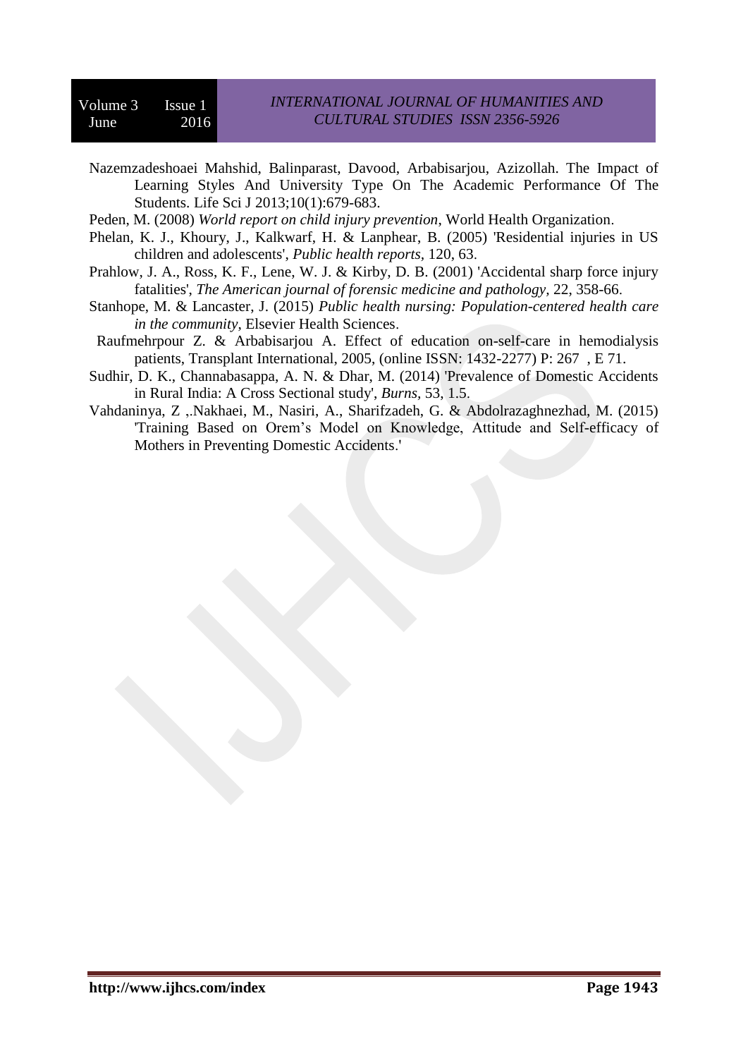Nazemzadeshoaei Mahshid, Balinparast, Davood, Arbabisarjou, Azizollah. The Impact of Learning Styles And University Type On The Academic Performance Of The Students. Life Sci J 2013;10(1):679-683.

Peden, M. (2008) *World report on child injury prevention*, World Health Organization.

Phelan, K. J., Khoury, J., Kalkwarf, H. & Lanphear, B. (2005) 'Residential injuries in US children and adolescents', *Public health reports,* 120, 63.

Prahlow, J. A., Ross, K. F., Lene, W. J. & Kirby, D. B. (2001) 'Accidental sharp force injury fatalities', *The American journal of forensic medicine and pathology,* 22, 358-66.

Stanhope, M. & Lancaster, J. (2015) *Public health nursing: Population-centered health care in the community*, Elsevier Health Sciences.

Raufmehrpour Z. & Arbabisarjou A. Effect of education on-self-care in hemodialysis patients, Transplant International, 2005, (online ISSN: 1432-2277) P: 267 , E 71.

Sudhir, D. K., Channabasappa, A. N. & Dhar, M. (2014) 'Prevalence of Domestic Accidents in Rural India: A Cross Sectional study', *Burns,* 53, 1.5.

Vahdaninya, Z ,.Nakhaei, M., Nasiri, A., Sharifzadeh, G. & Abdolrazaghnezhad, M. (2015) 'Training Based on Orem's Model on Knowledge, Attitude and Self-efficacy of Mothers in Preventing Domestic Accidents.'